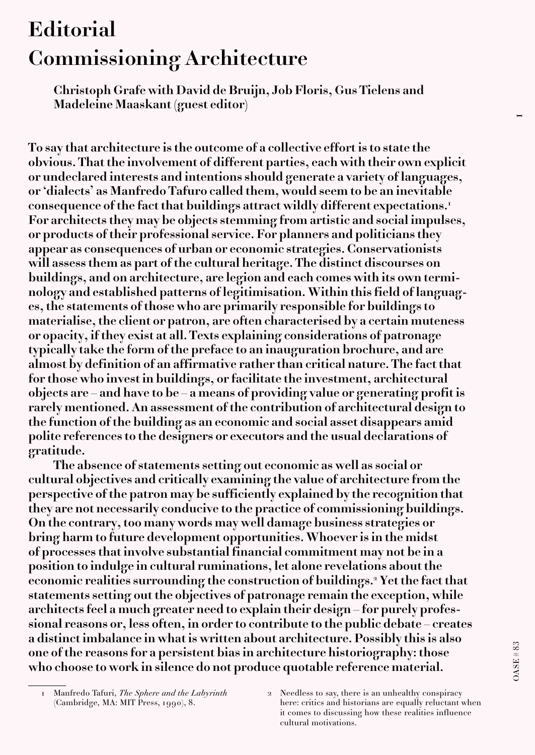# Editorial
# Commissioning Architecture

**Christoph Grafe with David de Bruijn, Job Floris, Gus Tielens and Madeleine Maaskant (guest editor)**

**To say that architecture is the outcome of a collective effort is to state the obvious. That the involvement of different parties, each with their own explicit or undeclared interests and intentions should generate a variety of languages, or 'dialects' as Manfredo Tafuro called them, would seem to be an inevitable consequence of the fact that buildings attract wildly different expectations.[1] For architects they may be objects stemming from artistic and social impulses, or products of their professional service. For planners and politicians they appear as consequences of urban or economic strategies. Conservationists will assess them as part of the cultural heritage. The distinct discourses on buildings, and on architecture, are legion and each comes with its own terminology and established patterns of legitimisation. Within this field of languages, the statements of those who are primarily responsible for buildings to materialise, the client or patron, are often characterised by a certain muteness or opacity, if they exist at all. Texts explaining considerations of patronage typically take the form of the preface to an inauguration brochure, and are almost by definition of an affirmative rather than critical nature. The fact that for those who invest in buildings, or facilitate the investment, architectural objects are – and have to be – a means of providing value or generating profit is rarely mentioned. An assessment of the contribution of architectural design to the function of the building as an economic and social asset disappears amid polite references to the designers or executors and the usual declarations of gratitude.**

**The absence of statements setting out economic as well as social or cultural objectives and critically examining the value of architecture from the perspective of the patron may be sufficiently explained by the recognition that they are not necessarily conducive to the practice of commissioning buildings. On the contrary, too many words may well damage business strategies or bring harm to future development opportunities. Whoever is in the midst of processes that involve substantial financial commitment may not be in a position to indulge in cultural ruminations, let alone revelations about the economic realities surrounding the construction of buildings.[2] Yet the fact that statements setting out the objectives of patronage remain the exception, while architects feel a much greater need to explain their design – for purely professional reasons or, less often, in order to contribute to the public debate – creates a distinct imbalance in what is written about architecture. Possibly this is also one of the reasons for a persistent bias in architecture historiography: those who choose to work in silence do not produce quotable reference material.**

---

1 Manfredo Tafuri, *The Sphere and the Labyrinth* (Cambridge, MA: MIT Press, 1990), 8.

2 Needless to say, there is an unhealthy conspiracy here: critics and historians are equally reluctant when it comes to discussing how these realities influence cultural motivations.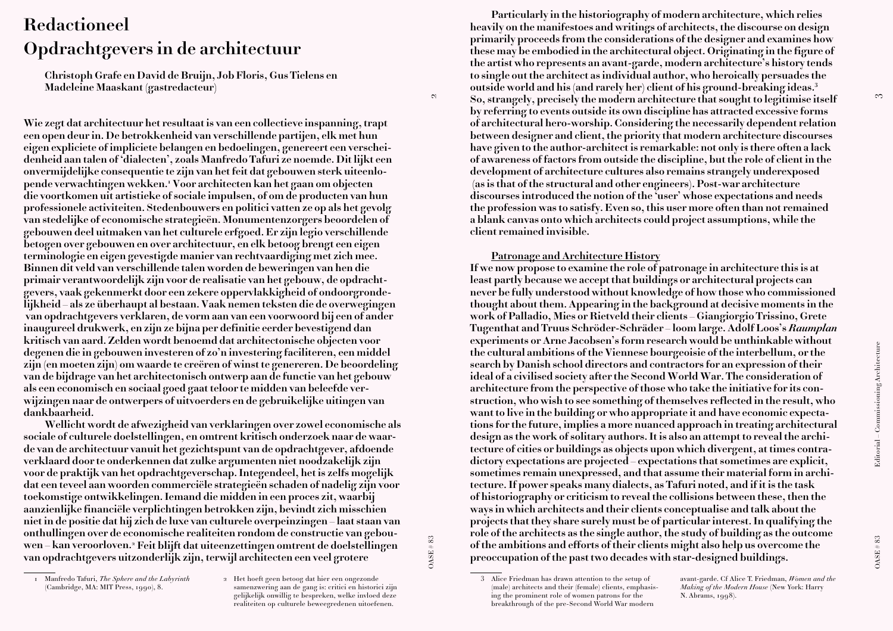# Redactioneel
# Opdrachtgevers in de architectuur

**Christoph Grafe en David de Bruijn, Job Floris, Gus Tielens en Madeleine Maaskant (gastredacteur)**

**Wie zegt dat architectuur het resultaat is van een collectieve inspanning, trapt een open deur in. De betrokkenheid van verschillende partijen, elk met hun eigen expliciete of impliciete belangen en bedoelingen, genereert een verscheidenheid aan talen of 'dialecten', zoals Manfredo Tafuri ze noemde. Dit lijkt een onvermijdelijke consequentie te zijn van het feit dat gebouwen sterk uiteenlopende verwachtingen wekken.[1] Voor architecten kan het gaan om objecten die voortkomen uit artistieke of sociale impulsen, of om de producten van hun professionele activiteiten. Stedenbouwers en politici vatten ze op als het gevolg van stedelijke of economische strategieën. Monumentenzorgers beoordelen of gebouwen deel uitmaken van het culturele erfgoed. Er zijn legio verschillende betogen over gebouwen en over architectuur, en elk betoog brengt een eigen terminologie en eigen gevestigde manier van rechtvaardiging met zich mee. Binnen dit veld van verschillende talen worden de beweringen van hen die primair verantwoordelijk zijn voor de realisatie van het gebouw, de opdrachtgevers, vaak gekenmerkt door een zekere oppervlakkigheid of ondoorgrondelijkheid – als ze überhaupt al bestaan. Vaak nemen teksten die de overwegingen van opdrachtgevers verklaren, de vorm aan van een voorwoord bij een of ander inaugureel drukwerk, en zijn ze bijna per definitie eerder bevestigend dan kritisch van aard. Zelden wordt benoemd dat architectonische objecten voor degenen die in gebouwen investeren of zo'n investering faciliteren, een middel zijn (en moeten zijn) om waarde te creëren of winst te genereren. De beoordeling van de bijdrage van het architectonisch ontwerp aan de functie van het gebouw als een economisch en sociaal goed gaat teloor te midden van beleefde verwijzingen naar de ontwerpers of uitvoerders en de gebruikelijke uitingen van dankbaarheid.**

**Wellicht wordt de afwezigheid van verklaringen over zowel economische als sociale of culturele doelstellingen, en omtrent kritisch onderzoek naar de waarde van de architectuur vanuit het gezichtspunt van de opdrachtgever, afdoende verklaard door te onderkennen dat zulke argumenten niet noodzakelijk zijn voor de praktijk van het opdrachtgeverschap. Integendeel, het is zelfs mogelijk dat een teveel aan woorden commerciële strategieën schaden of nadelig zijn voor toekomstige ontwikkelingen. Iemand die midden in een proces zit, waarbij aanzienlijke financiële verplichtingen betrokken zijn, bevindt zich misschien niet in de positie dat hij zich de luxe van culturele overpeinzingen – laat staan van onthullingen over de economische realiteiten rondom de constructie van gebouwen – kan veroorloven.[2] Feit blijft dat uiteenzettingen omtrent de doelstellingen van opdrachtgevers uitzonderlijk zijn, terwijl architecten een veel grotere**

1 Manfredo Tafuri, *The Sphere and the Labyrinth* (Cambridge, MA: MIT Press, 1990), 8.

2 Het hoeft geen betoog dat hier een ongezonde samenzwering aan de gang is: critici en historici zijn gelijkelijk onwillig te bespreken, welke invloed deze realiteiten op cultureel beweegredenen uitoefenen.

**Particularly in the historiography of modern architecture, which relies heavily on the manifestoes and writings of architects, the discourse on design primarily proceeds from the considerations of the designer and examines how these may be embodied in the architectural object. Originating in the figure of the artist who represents an avant-garde, modern architecture's history tends to single out the architect as individual author, who heroically persuades the outside world and his (and rarely her) client of his ground-breaking ideas.[3] So, strangely, precisely the modern architecture that sought to legitimise itself by referring to events outside its own discipline has attracted excessive forms of architectural hero-worship. Considering the necessarily dependent relation between designer and client, the priority that modern architecture discourses have given to the author-architect is remarkable: not only is there often a lack of awareness of factors from outside the discipline, but the role of client in the development of architecture cultures also remains strangely underexposed (as is that of the structural and other engineers). Post-war architecture discourses introduced the notion of the 'user' whose expectations and needs the profession was to satisfy. Even so, this user more often than not remained a blank canvas onto which architects could project assumptions, while the client remained invisible.**

## Patronage and Architecture History

**If we now propose to examine the role of patronage in architecture this is at least partly because we accept that buildings or architectural projects can never be fully understood without knowledge of how those who commissioned thought about them. Appearing in the background at decisive moments in the work of Palladio, Mies or Rietveld their clients – Giangiorgio Trissino, Grete Tugenthat and Truus Schröder-Schräder – loom large. Adolf Loos's *Raumplan* experiments or Arne Jacobsen's form research would be unthinkable without the cultural ambitions of the Viennese bourgeoisie of the interbellum, or the search by Danish school directors and contractors for an expression of their ideal of a civilised society after the Second World War. The consideration of architecture from the perspective of those who take the initiative for its construction, who wish to see something of themselves reflected in the result, who want to live in the building or who appropriate it and have economic expectations for the future, implies a more nuanced approach in treating architectural design as the work of solitary authors. It is also an attempt to reveal the architecture of cities or buildings as objects upon which divergent, at times contradictory expectations are projected – expectations that sometimes are explicit, sometimes remain unexpressed, and that assume their material form in architecture. If power speaks many dialects, as Tafuri noted, and if it is the task of historiography or criticism to reveal the collisions between these, then the ways in which architects and their clients conceptualise and talk about the projects that they share surely must be of particular interest. In qualifying the role of the architects as the single author, the study of building as the outcome of the ambitions and efforts of their clients might also help us overcome the preoccupation of the past two decades with star-designed buildings.**

3 Alice Friedman has drawn attention to the setup of (male) architects and their (female) clients, emphasising the prominent role of women patrons for the breakthrough of the pre-Second World War modern avant-garde. Cf Alice T. Friedman, *Women and the Making of the Modern House* (New York: Harry N. Abrams, 1998).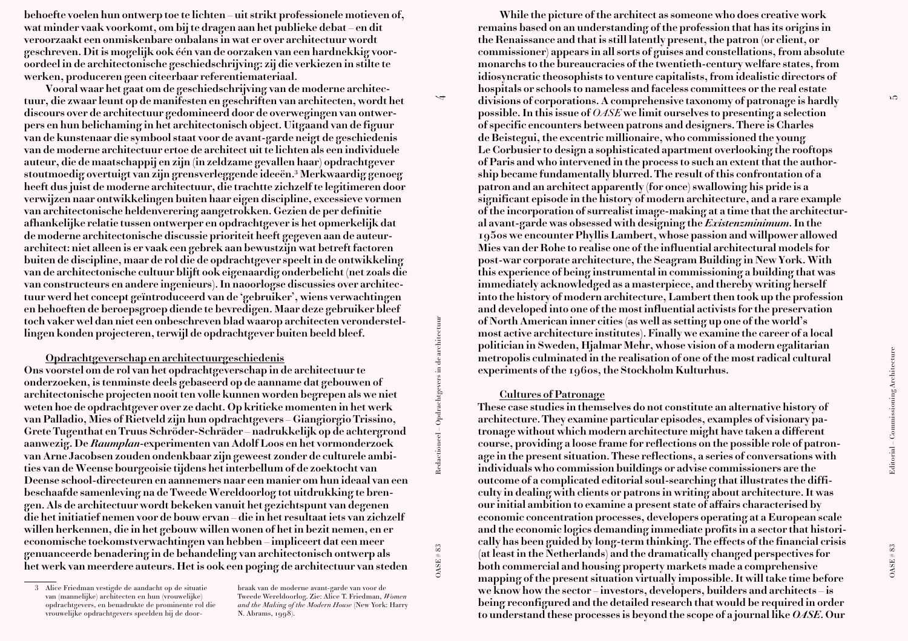behoefte voelen hun ontwerp toe te lichten – uit strikt professionele motieven of, wat minder vaak voorkomt, om bij te dragen aan het publieke debat – en dit veroorzaakt een onmiskenbare onbalans in wat er over architectuur wordt geschreven. Dit is mogelijk ook één van de oorzaken van een hardnekkig vooroordeel in de architectonische geschiedschrijving: zij die verkiezen in stilte te werken, produceren geen citeerbaar referentiemateriaal.

Vooral waar het gaat om de geschiedschrijving van de moderne architectuur, die zwaar leunt op de manifesten en geschriften van architecten, wordt het discours over de architectuur gedomineerd door de overwegingen van ontwerpers en hun belichaming in het architectonisch object. Uitgaand van de figuur van de kunstenaar die symbool staat voor de avant-garde neigt de geschiedenis van de moderne architectuur ertoe de architect uit te lichten als een individuele auteur, die de maatschappij en zijn (in zeldzame gevallen haar) opdrachtgever stoutmoedig overtuigt van zijn grensverleggende ideeën.[3] Merkwaardig genoeg heeft dus juist de moderne architectuur, die trachtte zichzelf te legitimeren door verwijzen naar ontwikkelingen buiten haar eigen discipline, excessieve vormen van architectonische heldenverering aangetrokken. Gezien de per definitie afhankelijke relatie tussen ontwerper en opdrachtgever is het opmerkelijk dat de moderne architectonische discussie prioriteit heeft gegeven aan de auteur-architect: niet alleen is er vaak een gebrek aan bewustzijn wat betreft factoren buiten de discipline, maar de rol die de opdrachtgever speelt in de ontwikkeling van de architectonische cultuur blijft ook eigenaardig onderbelicht (net zoals die van constructeurs en andere ingenieurs). In naoorlogse discussies over architectuur werd het concept geïntroduceerd van de 'gebruiker', wiens verwachtingen en behoeften de beroepsgroep diende te bevredigen. Maar deze gebruiker bleef toch vaker wel dan niet een onbeschreven blad waarop architecten veronderstellingen konden projecteren, terwijl de opdrachtgever buiten beeld bleef.

### Opdrachtgeverschap en architectuurgeschiedenis

Ons voorstel om de rol van het opdrachtgeverschap in de architectuur te onderzoeken, is tenminste deels gebaseerd op de aanname dat gebouwen of architectonische projecten nooit ten volle kunnen worden begrepen als we niet weten hoe de opdrachtgever over ze dacht. Op kritieke momenten in het werk van Palladio, Mies of Rietveld zijn hun opdrachtgevers – Giangiorgio Trissino, Grete Tugenthat en Truus Schröder-Schräder – nadrukkelijk op de achtergrond aanwezig. De *Raumplan*-experimenten van Adolf Loos en het vormonderzoek van Arne Jacobsen zouden ondenkbaar zijn geweest zonder de culturele ambities van de Weense bourgeoisie tijdens het interbellum of de zoektocht van Deense school-directeuren en aannemers naar een manier om hun ideaal van een beschaafde samenleving na de Tweede Wereldoorlog tot uitdrukking te brengen. Als de architectuur wordt bekeken vanuit het gezichtspunt van degenen die het initiatief nemen voor de bouw ervan – die in het resultaat iets van zichzelf willen herkennen, die in het gebouw willen wonen of het in bezit nemen, en er economische toekomstverwachtingen van hebben – impliceert dat een meer genuanceerde benadering in de behandeling van architectonisch ontwerp als het werk van meerdere auteurs. Het is ook een poging de architectuur van steden

[3] Alice Friedman vestigde de aandacht op de situatie van (mannelijke) architecten en hun (vrouwelijke) opdrachtgevers, en benadrukte de prominente rol die vrouwelijke opdrachtgevers speelden bij de doorbraak van de moderne avant-garde van voor de Tweede Wereldoorlog. Zie: Alice T. Friedman, *Women and the Making of the Modern House* (New York: Harry N. Abrams, 1998).

While the picture of the architect as someone who does creative work remains based on an understanding of the profession that has its origins in the Renaissance and that is still latently present, the patron (or client, or commissioner) appears in all sorts of guises and constellations, from absolute monarchs to the bureaucracies of the twentieth-century welfare states, from idiosyncratic theosophists to venture capitalists, from idealistic directors of hospitals or schools to nameless and faceless committees or the real estate divisions of corporations. A comprehensive taxonomy of patronage is hardly possible. In this issue of *OASE* we limit ourselves to presenting a selection of specific encounters between patrons and designers. There is Charles de Beistegui, the excentric millionaire, who commissioned the young Le Corbusier to design a sophisticated apartment overlooking the rooftops of Paris and who intervened in the process to such an extent that the authorship became fundamentally blurred. The result of this confrontation of a patron and an architect apparently (for once) swallowing his pride is a significant episode in the history of modern architecture, and a rare example of the incorporation of surrealist image-making at a time that the architectural avant-garde was obsessed with designing the *Existenzminimum*. In the 1950s we encounter Phyllis Lambert, whose passion and willpower allowed Mies van der Rohe to realise one of the influential architectural models for post-war corporate architecture, the Seagram Building in New York. With this experience of being instrumental in commissioning a building that was immediately acknowledged as a masterpiece, and thereby writing herself into the history of modern architecture, Lambert then took up the profession and developed into one of the most influential activists for the preservation of North American inner cities (as well as setting up one of the world's most active architecture institutes). Finally we examine the career of a local politician in Sweden, Hjalmar Mehr, whose vision of a modern egalitarian metropolis culminated in the realisation of one of the most radical cultural experiments of the 1960s, the Stockholm Kulturhus.

### Cultures of Patronage

These case studies in themselves do not constitute an alternative history of architecture. They examine particular episodes, examples of visionary patronage without which modern architecture might have taken a different course, providing a loose frame for reflections on the possible role of patronage in the present situation. These reflections, a series of conversations with individuals who commission buildings or advise commissioners are the outcome of a complicated editorial soul-searching that illustrates the difficulty in dealing with clients or patrons in writing about architecture. It was our initial ambition to examine a present state of affairs characterised by economic concentration processes, developers operating at a European scale and the economic logics demanding immediate profits in a sector that historically has been guided by long-term thinking. The effects of the financial crisis (at least in the Netherlands) and the dramatically changed perspectives for both commercial and housing property markets made a comprehensive mapping of the present situation virtually impossible. It will take time before we know how the sector – investors, developers, builders and architects – is being reconfigured and the detailed research that would be required in order to understand these processes is beyond the scope of a journal like *OASE*. Our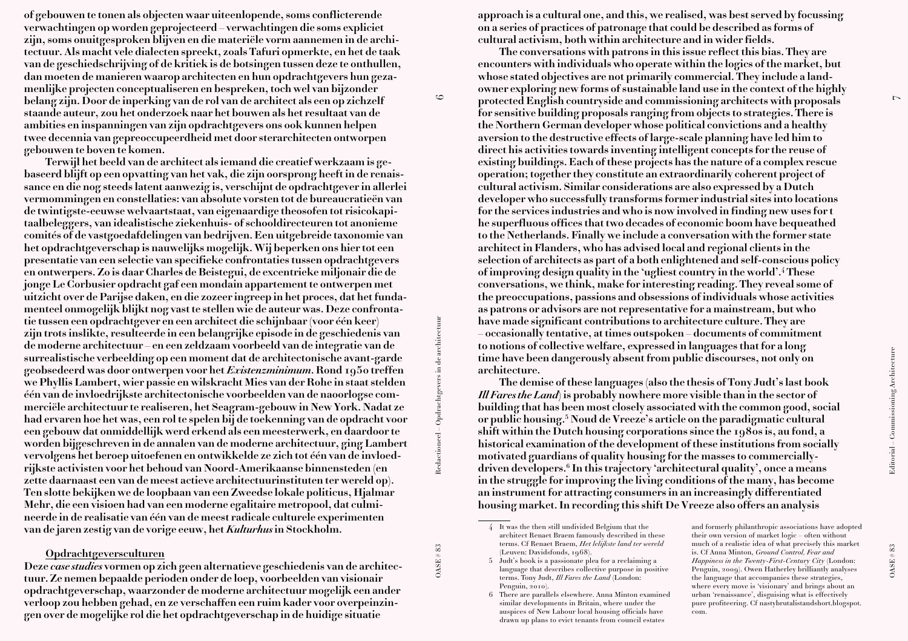of gebouwen te tonen als objecten waar uiteenlopende, soms conflicterende verwachtingen op worden geprojecteerd – verwachtingen die soms expliciet zijn, soms onuitgesproken blijven en die materiële vorm aannemen in de architectuur. Als macht vele dialecten spreekt, zoals Tafuri opmerkte, en het de taak van de geschiedschrijving of de kritiek is de botsingen tussen deze te onthullen, dan moeten de manieren waarop architecten en hun opdrachtgevers hun gezamenlijke projecten conceptualiseren en bespreken, toch wel van bijzonder belang zijn. Door de inperking van de rol van de architect als een op zichzelf staande auteur, zou het onderzoek naar het bouwen als het resultaat van de ambities en inspanningen van zijn opdrachtgevers ons ook kunnen helpen twee decennia van gepreoccupeerdheid met door sterarchitecten ontworpen gebouwen te boven te komen.

Terwijl het beeld van de architect als iemand die creatief werkzaam is gebaseerd blijft op een opvatting van het vak, die zijn oorsprong heeft in de renaissance en die nog steeds latent aanwezig is, verschijnt de opdrachtgever in allerlei vermommingen en constellaties: van absolute vorsten tot de bureaucratieën van de twintigste-eeuwse welvaartstaat, van eigenaardige theosofen tot risicokapitaalbeleggers, van idealistische ziekenhuis- of schooldirecteuren tot anonieme comités of de vastgoedafdelingen van bedrijven. Een uitgebreide taxonomie van het opdrachtgeverschap is nauwelijks mogelijk. Wij beperken ons hier tot een presentatie van een selectie van specifieke confrontaties tussen opdrachtgevers en ontwerpers. Zo is daar Charles de Beistegui, de excentrieke miljonair die de jonge Le Corbusier opdracht gaf een mondain appartement te ontwerpen met uitzicht over de Parijse daken, en die zozeer ingreep in het proces, dat het fundamenteel onmogelijk blijkt nog vast te stellen wie de auteur was. Deze confrontatie tussen een opdrachtgever en een architect die schijnbaar (voor één keer) zijn trots inslikte, resulteerde in een belangrijke episode in de geschiedenis van de moderne architectuur – en een zeldzaam voorbeeld van de integratie van de surrealistische verbeelding op een moment dat de architectonische avant-garde geobsedeerd was door ontwerpen voor het *Existenzminimum*. Rond 1950 treffen we Phyllis Lambert, wier passie en wilskracht Mies van der Rohe in staat stelden één van de invloedrijkste architectonische voorbeelden van de naoorlogse commerciële architectuur te realiseren, het Seagram-gebouw in New York. Nadat ze had ervaren hoe het was, een rol te spelen bij de toekenning van de opdracht voor een gebouw dat onmiddellijk werd erkend als een meesterwerk, en daardoor te worden bijgeschreven in de annalen van de moderne architectuur, ging Lambert vervolgens het beroep uitoefenen en ontwikkelde ze zich tot één van de invloedrijkste activisten voor het behoud van Noord-Amerikaanse binnensteden (en zette daarnaast een van de meest actieve architectuurinstituten ter wereld op). Ten slotte bekijken we de loopbaan van een Zweedse lokale politicus, Hjalmar Mehr, die een visioen had van een moderne egalitaire metropool, dat culmineerde in de realisatie van één van de meest radicale culturele experimenten van de jaren zestig van de vorige eeuw, het *Kulturhus* in Stockholm.

## Opdrachtgeversculturen

Deze *case studies* vormen op zich geen alternatieve geschiedenis van de architectuur. Ze nemen bepaalde perioden onder de loep, voorbeelden van visionair opdrachtgeverschap, waarzonder de moderne architectuur mogelijk een ander verloop zou hebben gehad, en ze verschaffen een ruim kader voor overpeinzingen over de mogelijke rol die het opdrachtgeverschap in de huidige situatie

approach is a cultural one, and this, we realised, was best served by focussing on a series of practices of patronage that could be described as forms of cultural activism, both within architecture and in wider fields.

The conversations with patrons in this issue reflect this bias. They are encounters with individuals who operate within the logics of the market, but whose stated objectives are not primarily commercial. They include a landowner exploring new forms of sustainable land use in the context of the highly protected English countryside and commissioning architects with proposals for sensitive building proposals ranging from objects to strategies. There is the Northern German developer whose political convictions and a healthy aversion to the destructive effects of large-scale planning have led him to direct his activities towards inventing intelligent concepts for the reuse of existing buildings. Each of these projects has the nature of a complex rescue operation; together they constitute an extraordinarily coherent project of cultural activism. Similar considerations are also expressed by a Dutch developer who successfully transforms former industrial sites into locations for the services industries and who is now involved in finding new uses for t he superfluous offices that two decades of economic boom have bequeathed to the Netherlands. Finally we include a conversation with the former state architect in Flanders, who has advised local and regional clients in the selection of architects as part of a both enlightened and self-conscious policy of improving design quality in the 'ugliest country in the world'.[4] These conversations, we think, make for interesting reading. They reveal some of the preoccupations, passions and obsessions of individuals whose activities as patrons or advisors are not representative for a mainstream, but who have made significant contributions to architecture culture. They are – occasionally tentative, at times outspoken – documents of commitment to notions of collective welfare, expressed in languages that for a long time have been dangerously absent from public discourses, not only on architecture.

The demise of these languages (also the thesis of Tony Judt's last book *Ill Fares the Land*) is probably nowhere more visible than in the sector of building that has been most closely associated with the common good, social or public housing.[5] Noud de Vreeze's article on the paradigmatic cultural shift within the Dutch housing corporations since the 1980s is, au fond, a historical examination of the development of these institutions from socially motivated guardians of quality housing for the masses to commercially-driven developers.[6] In this trajectory 'architectural quality', once a means in the struggle for improving the living conditions of the many, has become an instrument for attracting consumers in an increasingly differentiated housing market. In recording this shift De Vreeze also offers an analysis

4 It was the then still undivided Belgium that the architect Renaet Braem famously described in these terms. Cf Renaet Braem, *Het lelijkste land ter wereld* (Leuven: Davidsfonds, 1968).

5 Judt's book is a passionate plea for a reclaiming a language that describes collective purpose in positive terms. Tony Judt, *Ill Fares the Land* (London: Penguin, 2010).

6 There are parallels elsewhere. Anna Minton examined similar developments in Britain, where under the auspices of New Labour local housing officials have drawn up plans to evict tenants from council estates and formerly philanthropic associations have adopted their own version of market logic – often without much of a realistic idea of what precisely this market is. Cf Anna Minton, *Ground Control, Fear and Happiness in the Twenty-First-Century City* (London: Penguin, 2009). Owen Hatherley brilliantly analyses the language that accompanies these strategies, where every move is 'visionary' and brings about an urban 'renaissance', disguising what is effectively pure profiteering. Cf nastybrutalistandshort.blogspot.com.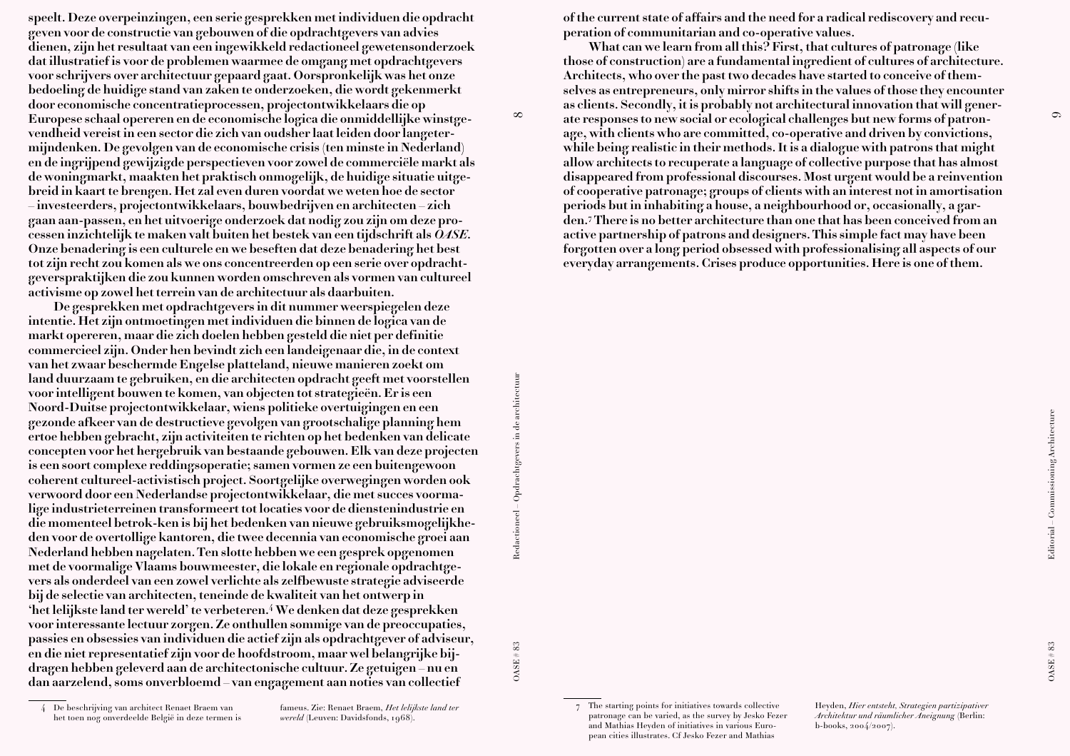speelt. Deze overpeinzingen, een serie gesprekken met individuen die opdracht geven voor de constructie van gebouwen of die opdrachtgevers van advies dienen, zijn het resultaat van een ingewikkeld redactioneel gewetensonderzoek dat illustratief is voor de problemen waarmee de omgang met opdrachtgevers voor schrijvers over architectuur gepaard gaat. Oorspronkelijk was het onze bedoeling de huidige stand van zaken te onderzoeken, die wordt gekenmerkt door economische concentratieprocessen, projectontwikkelaars die op Europese schaal opereren en de economische logica die onmiddellijke winstgevendheid vereist in een sector die zich van oudsher laat leiden door langetermijndenken. De gevolgen van de economische crisis (ten minste in Nederland) en de ingrijpend gewijzigde perspectieven voor zowel de commerciële markt als de woningmarkt, maakten het praktisch onmogelijk, de huidige situatie uitgebreid in kaart te brengen. Het zal even duren voordat we weten hoe de sector – investeerders, projectontwikkelaars, bouwbedrijven en architecten – zich gaan aan-passen, en het uitvoerige onderzoek dat nodig zou zijn om deze processen inzichtelijk te maken valt buiten het bestek van een tijdschrift als *OASE*. Onze benadering is een culturele en we beseften dat deze benadering het best tot zijn recht zou komen als we ons concentreerden op een serie over opdrachtgeverspraktijken die zou kunnen worden omschreven als vormen van cultureel activisme op zowel het terrein van de architectuur als daarbuiten.

De gesprekken met opdrachtgevers in dit nummer weerspiegelen deze intentie. Het zijn ontmoetingen met individuen die binnen de logica van de markt opereren, maar die zich doelen hebben gesteld die niet per definitie commercieel zijn. Onder hen bevindt zich een landeigenaar die, in de context van het zwaar beschermde Engelse platteland, nieuwe manieren zoekt om land duurzaam te gebruiken, en die architecten opdracht geeft met voorstellen voor intelligent bouwen te komen, van objecten tot strategieën. Er is een Noord-Duitse projectontwikkelaar, wiens politieke overtuigingen en een gezonde afkeer van de destructieve gevolgen van grootschalige planning hem ertoe hebben gebracht, zijn activiteiten te richten op het bedenken van delicate concepten voor het hergebruik van bestaande gebouwen. Elk van deze projecten is een soort complexe reddingsoperatie; samen vormen ze een buitengewoon coherent cultureel-activistisch project. Soortgelijke overwegingen worden ook verwoord door een Nederlandse projectontwikkelaar, die met succes voormalige industrieterreinen transformeert tot locaties voor de dienstenindustrie en die momenteel betrok-ken is bij het bedenken van nieuwe gebruiksmogelijkheden voor de overtollige kantoren, die twee decennia van economische groei aan Nederland hebben nagelaten. Ten slotte hebben we een gesprek opgenomen met de voormalige Vlaams bouwmeester, die lokale en regionale opdrachtgevers als onderdeel van een zowel verlichte als zelfbewuste strategie adviseerde bij de selectie van architecten, teneinde de kwaliteit van het ontwerp in 'het lelijkste land ter wereld' te verbeteren.[4] We denken dat deze gesprekken voor interessante lectuur zorgen. Ze onthullen sommige van de preoccupaties, passies en obsessies van individuen die actief zijn als opdrachtgever of adviseur, en die niet representatief zijn voor de hoofdstroom, maar wel belangrijke bijdragen hebben geleverd aan de architectonische cultuur. Ze getuigen – nu en dan aarzelend, soms onverbloemd – van engagement aan noties van collectief

of the current state of affairs and the need for a radical rediscovery and recuperation of communitarian and co-operative values.

What can we learn from all this? First, that cultures of patronage (like those of construction) are a fundamental ingredient of cultures of architecture. Architects, who over the past two decades have started to conceive of themselves as entrepreneurs, only mirror shifts in the values of those they encounter as clients. Secondly, it is probably not architectural innovation that will generate responses to new social or ecological challenges but new forms of patronage, with clients who are committed, co-operative and driven by convictions, while being realistic in their methods. It is a dialogue with patrons that might allow architects to recuperate a language of collective purpose that has almost disappeared from professional discourses. Most urgent would be a reinvention of cooperative patronage; groups of clients with an interest not in amortisation periods but in inhabiting a house, a neighbourhood or, occasionally, a garden.[7] There is no better architecture than one that has been conceived from an active partnership of patrons and designers. This simple fact may have been forgotten over a long period obsessed with professionalising all aspects of our everyday arrangements. Crises produce opportunities. Here is one of them.

---

4 De beschrijving van architect Renaet Braem van het toen nog onverdeelde België in deze termen is fameus. Zie: Renaet Braem, *Het lelijkste land ter wereld* (Leuven: Davidsfonds, 1968).

7 The starting points for initiatives towards collective patronage can be varied, as the survey by Jesko Fezer and Mathias Heyden of initiatives in various European cities illustrates. Cf Jesko Fezer and Mathias Heyden, *Hier entsteht, Strategien partizipativer Architektur und räumlicher Aneignung* (Berlin: b-books, 2004/2007).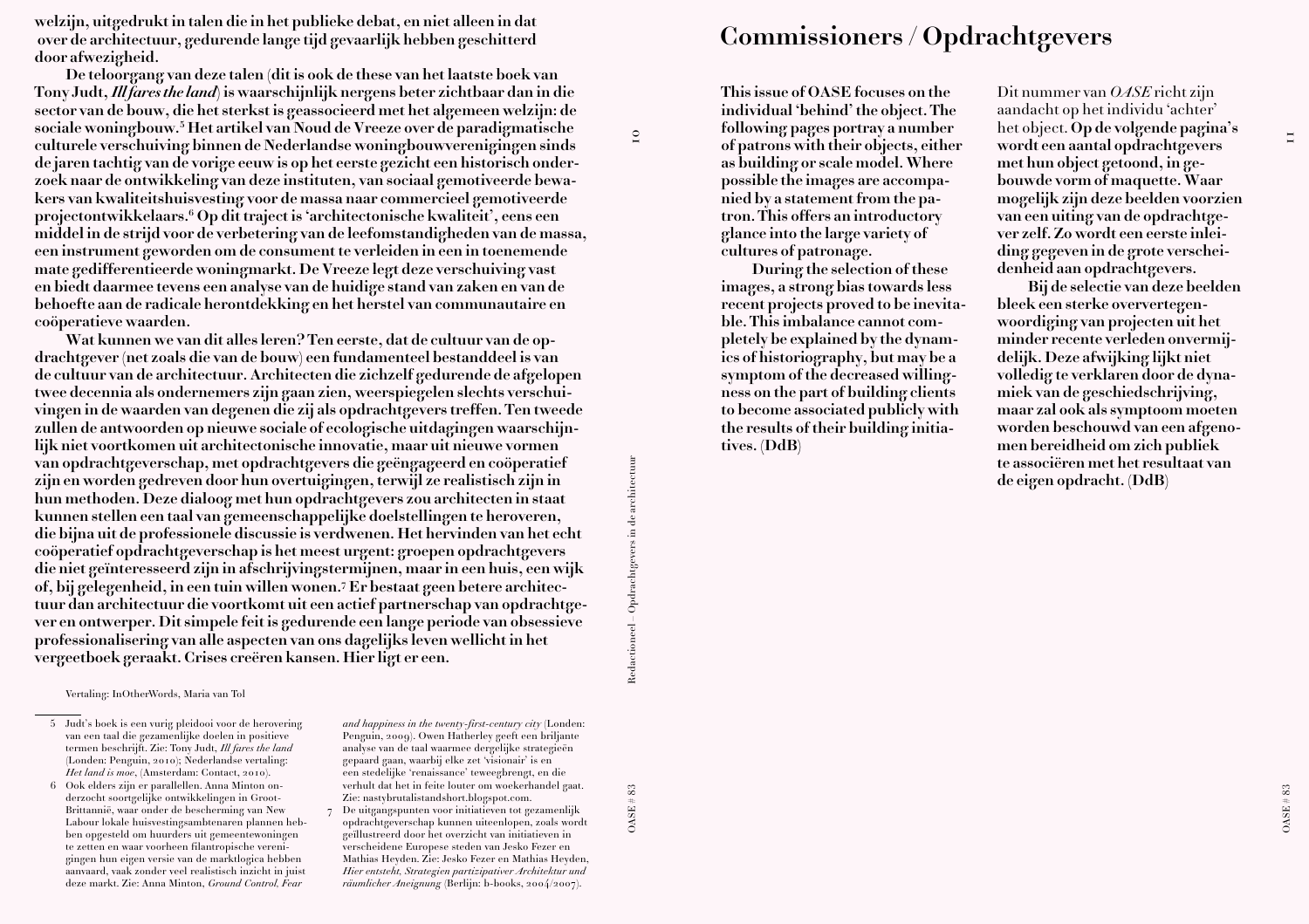welzijn, uitgedrukt in talen die in het publieke debat, en niet alleen in dat over de architectuur, gedurende lange tijd gevaarlijk hebben geschitterd door afwezigheid.

De teloorgang van deze talen (dit is ook de these van het laatste boek van Tony Judt, *Ill fares the land*) is waarschijnlijk nergens beter zichtbaar dan in die sector van de bouw, die het sterkst is geassocieerd met het algemeen welzijn: de sociale woningbouw.[5] Het artikel van Noud de Vreeze over de paradigmatische culturele verschuiving binnen de Nederlandse woningbouwverenigingen sinds de jaren tachtig van de vorige eeuw is op het eerste gezicht een historisch onderzoek naar de ontwikkeling van deze instituten, van sociaal gemotiveerde bewakers van kwaliteitshuisvesting voor de massa naar commercieel gemotiveerde projectontwikkelaars.[6] Op dit traject is 'architectonische kwaliteit', eens een middel in de strijd voor de verbetering van de leefomstandigheden van de massa, een instrument geworden om de consument te verleiden in een in toenemende mate gedifferentieerde woningmarkt. De Vreeze legt deze verschuiving vast en biedt daarmee tevens een analyse van de huidige stand van zaken en van de behoefte aan de radicale herontdekking en het herstel van communautaire en coöperatieve waarden.

Wat kunnen we van dit alles leren? Ten eerste, dat de cultuur van de opdrachtgever (net zoals die van de bouw) een fundamenteel bestanddeel is van de cultuur van de architectuur. Architecten die zichzelf gedurende de afgelopen twee decennia als ondernemers zijn gaan zien, weerspiegelen slechts verschuivingen in de waarden van degenen die zij als opdrachtgevers treffen. Ten tweede zullen de antwoorden op nieuwe sociale of ecologische uitdagingen waarschijnlijk niet voortkomen uit architectonische innovatie, maar uit nieuwe vormen van opdrachtgeverschap, met opdrachtgevers die geëngageerd en coöperatief zijn en worden gedreven door hun overtuigingen, terwijl ze realistisch zijn in hun methoden. Deze dialoog met hun opdrachtgevers zou architecten in staat kunnen stellen een taal van gemeenschappelijke doelstellingen te heroveren, die bijna uit de professionele discussie is verdwenen. Het hervinden van het echt coöperatief opdrachtgeverschap is het meest urgent: groepen opdrachtgevers die niet geïnteresseerd zijn in afschrijvingstermijnen, maar in een huis, een wijk of, bij gelegenheid, in een tuin willen wonen.[7] Er bestaat geen betere architectuur dan architectuur die voortkomt uit een actief partnerschap van opdrachtgever en ontwerper. Dit simpele feit is gedurende een lange periode van obsessieve professionalisering van alle aspecten van ons dagelijks leven wellicht in het vergeetboek geraakt. Crises creëren kansen. Hier ligt er een.

Vertaling: InOtherWords, Maria van Tol

5 Judt's boek is een vurig pleidooi voor de herovering van een taal die gezamenlijke doelen in positieve termen beschrijft. Zie: Tony Judt, *Ill fares the land* (Londen: Penguin, 2010); Nederlandse vertaling: *Het land is moe*, (Amsterdam: Contact, 2010).

6 Ook elders zijn er parallellen. Anna Minton onderzocht soortgelijke ontwikkelingen in Groot-Brittannië, waar onder de bescherming van New Labour lokale huisvestingsambtenaren plannen hebben opgesteld om huurders uit gemeentewoningen te zetten en waar voorheen filantropische verenigingen hun eigen versie van de marktlogica hebben aanvaard, vaak zonder veel realistisch inzicht in juist deze markt. Zie: Anna Minton, *Ground Control, Fear and happiness in the twenty-first-century city* (Londen: Penguin, 2009). Owen Hatherley geeft een briljante analyse van de taal waarmee dergelijke strategieën gepaard gaan, waarbij elke zet 'visionair' is en een stedelijke 'renaissance' teweegbrengt, en die verhult dat het in feite louter om woekerhandel gaat. Zie: nastybrutalistandshort.blogspot.com.

7 De uitgangspunten voor initiatieven tot gezamenlijk opdrachtgeverschap kunnen uiteenlopen, zoals wordt geïllustreerd door het overzicht van initiatieven in verscheidene Europese steden van Jesko Fezer en Mathias Heyden. Zie: Jesko Fezer en Mathias Heyden, *Hier entsteht. Strategien partizipativer Architektur und räumlicher Aneignung* (Berlijn: b-books, 2004/2007).

# Commissioners / Opdrachtgevers

**This issue of OASE focuses on the individual 'behind' the object. The following pages portray a number of patrons with their objects, either as building or scale model. Where possible the images are accompanied by a statement from the patron. This offers an introductory glance into the large variety of cultures of patronage.**

**During the selection of these images, a strong bias towards less recent projects proved to be inevitable. This imbalance cannot completely be explained by the dynamics of historiography, but may be a symptom of the decreased willingness on the part of building clients to become associated publicly with the results of their building initiatives. (DdB)**

Dit nummer van *OASE* richt zijn aandacht op het individu 'achter' het object. **Op de volgende pagina's wordt een aantal opdrachtgevers met hun object getoond, in gebouwde vorm of maquette. Waar mogelijk zijn deze beelden voorzien van een uiting van de opdrachtgever zelf. Zo wordt een eerste inleiding gegeven in de grote verscheidenheid aan opdrachtgevers.**

**Bij de selectie van deze beelden bleek een sterke oververtegenwoordiging van projecten uit het minder recente verleden onvermijdelijk. Deze afwijking lijkt niet volledig te verklaren door de dynamiek van de geschiedschrijving, maar zal ook als symptoom moeten worden beschouwd van een afgenomen bereidheid om zich publiek te associëren met het resultaat van de eigen opdracht. (DdB)**